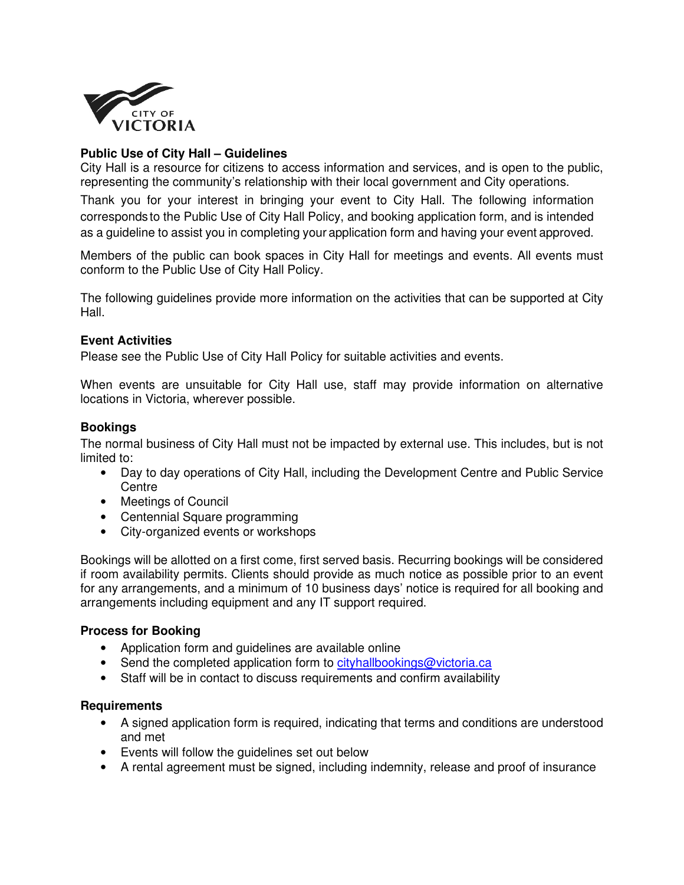# Public Use of City Hall – Guidelines

City Hall is a resource for citizens to access information and services, and is open to the public, representing the community's relationship with their local government and City operations.

Thank you for your interest in bringing your event to City Hall. The following information corresponds to the Public Use of City Hall Policy, and booking application form, and is intended as a guideline to assist you in completing your application form and having your event approved.

Members of the public can book spaces in City Hall for meetings and events. All events must conform to the Public Use of City Hall Policy.

The following guidelines provide more information on the activities that can be supported at City Hall.

## Event Activities

Please see the Public Use of City Hall Policy for suitable activities and events.

When events are unsuitable for City Hall use, staff may provide information on alternative locations in Victoria, wherever possible.

## Bookings

The normal business of City Hall must not be impacted by external use. This includes, but is not limited to:

- Day to day operations of City Hall, including the Development Centre and Public Service Centre
- Meetings of Council
- Centennial Square programming
- City-organized events or workshops

Bookings will be allotted on a first come, first served basis. Recurring bookings will be considered if room availability permits. Clients should provide as much notice as possible prior to an event for any arrangements, and a minimum of 10 business days' notice is required for all booking and arrangements including equipment and any IT support required.

## Process for Booking

- Application form and guidelines are available online
- Send the completed application form to cityhallbookings@victoria.ca
- Staff will be in contact to discuss requirements and confirm availability

## Requirements

- A signed application form is required, indicating that terms and conditions are understood and met
- Events will follow the guidelines set out below
- A rental agreement must be signed, including indemnity, release and proof of insurance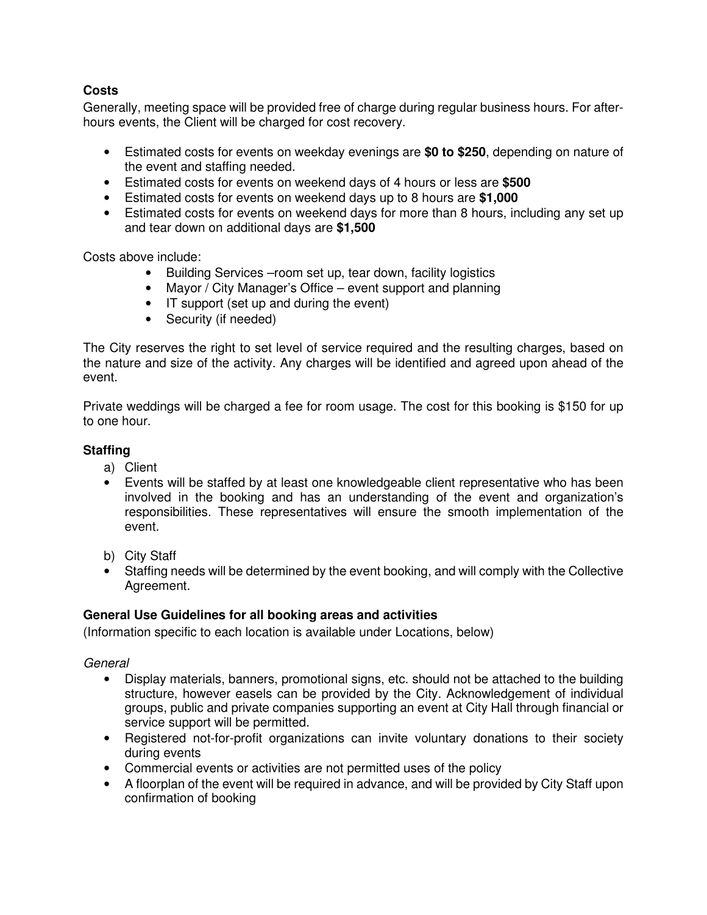**Costs**

Generally, meeting space will be provided free of charge during regular business hours. For after-hours events, the Client will be charged for cost recovery.

- Estimated costs for events on weekday evenings are **$0 to $250**, depending on nature of the event and staffing needed.
- Estimated costs for events on weekend days of 4 hours or less are **$500**
- Estimated costs for events on weekend days up to 8 hours are **$1,000**
- Estimated costs for events on weekend days for more than 8 hours, including any set up and tear down on additional days are **$1,500**

Costs above include:

- Building Services –room set up, tear down, facility logistics
- Mayor / City Manager's Office – event support and planning
- IT support (set up and during the event)
- Security (if needed)

The City reserves the right to set level of service required and the resulting charges, based on the nature and size of the activity. Any charges will be identified and agreed upon ahead of the event.

Private weddings will be charged a fee for room usage. The cost for this booking is $150 for up to one hour.

**Staffing**

a) Client

- Events will be staffed by at least one knowledgeable client representative who has been involved in the booking and has an understanding of the event and organization's responsibilities. These representatives will ensure the smooth implementation of the event.

b) City Staff

- Staffing needs will be determined by the event booking, and will comply with the Collective Agreement.

**General Use Guidelines for all booking areas and activities**

(Information specific to each location is available under Locations, below)

*General*

- Display materials, banners, promotional signs, etc. should not be attached to the building structure, however easels can be provided by the City. Acknowledgement of individual groups, public and private companies supporting an event at City Hall through financial or service support will be permitted.
- Registered not-for-profit organizations can invite voluntary donations to their society during events
- Commercial events or activities are not permitted uses of the policy
- A floorplan of the event will be required in advance, and will be provided by City Staff upon confirmation of booking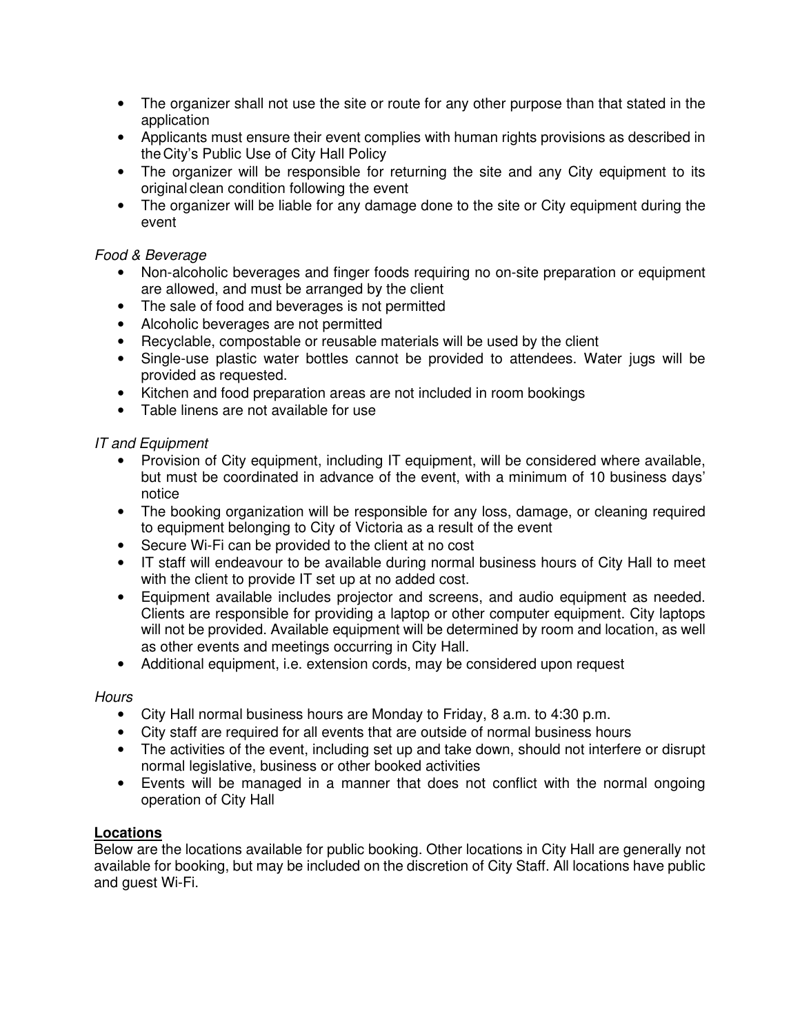- The organizer shall not use the site or route for any other purpose than that stated in the application
- Applicants must ensure their event complies with human rights provisions as described in the City's Public Use of City Hall Policy
- The organizer will be responsible for returning the site and any City equipment to its original clean condition following the event
- The organizer will be liable for any damage done to the site or City equipment during the event

*Food & Beverage*

- Non-alcoholic beverages and finger foods requiring no on-site preparation or equipment are allowed, and must be arranged by the client
- The sale of food and beverages is not permitted
- Alcoholic beverages are not permitted
- Recyclable, compostable or reusable materials will be used by the client
- Single-use plastic water bottles cannot be provided to attendees. Water jugs will be provided as requested.
- Kitchen and food preparation areas are not included in room bookings
- Table linens are not available for use

*IT and Equipment*

- Provision of City equipment, including IT equipment, will be considered where available, but must be coordinated in advance of the event, with a minimum of 10 business days' notice
- The booking organization will be responsible for any loss, damage, or cleaning required to equipment belonging to City of Victoria as a result of the event
- Secure Wi-Fi can be provided to the client at no cost
- IT staff will endeavour to be available during normal business hours of City Hall to meet with the client to provide IT set up at no added cost.
- Equipment available includes projector and screens, and audio equipment as needed. Clients are responsible for providing a laptop or other computer equipment. City laptops will not be provided. Available equipment will be determined by room and location, as well as other events and meetings occurring in City Hall.
- Additional equipment, i.e. extension cords, may be considered upon request

*Hours*

- City Hall normal business hours are Monday to Friday, 8 a.m. to 4:30 p.m.
- City staff are required for all events that are outside of normal business hours
- The activities of the event, including set up and take down, should not interfere or disrupt normal legislative, business or other booked activities
- Events will be managed in a manner that does not conflict with the normal ongoing operation of City Hall

**Locations**

Below are the locations available for public booking. Other locations in City Hall are generally not available for booking, but may be included on the discretion of City Staff. All locations have public and guest Wi-Fi.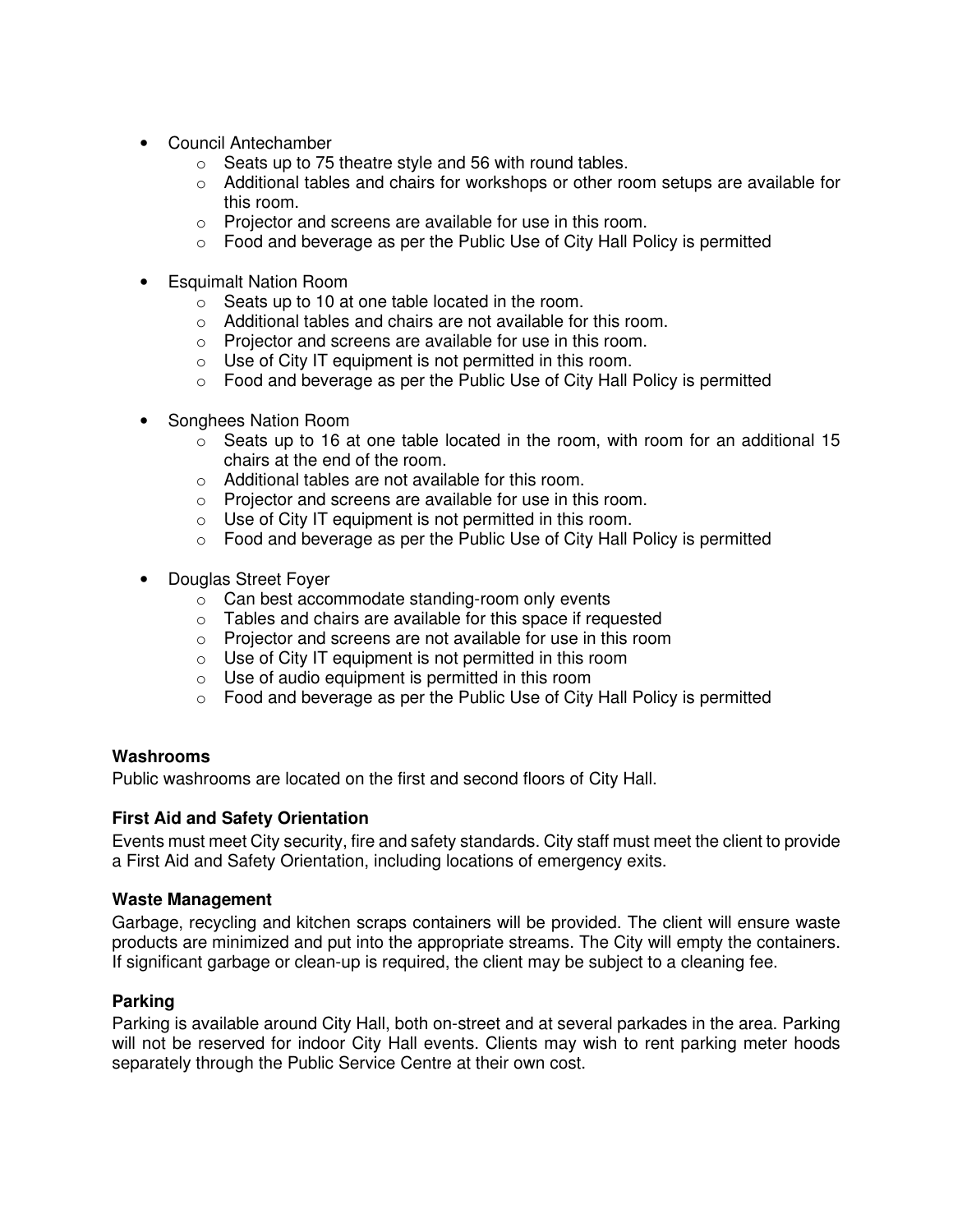- Council Antechamber
  - Seats up to 75 theatre style and 56 with round tables.
  - Additional tables and chairs for workshops or other room setups are available for this room.
  - Projector and screens are available for use in this room.
  - Food and beverage as per the Public Use of City Hall Policy is permitted

- Esquimalt Nation Room
  - Seats up to 10 at one table located in the room.
  - Additional tables and chairs are not available for this room.
  - Projector and screens are available for use in this room.
  - Use of City IT equipment is not permitted in this room.
  - Food and beverage as per the Public Use of City Hall Policy is permitted

- Songhees Nation Room
  - Seats up to 16 at one table located in the room, with room for an additional 15 chairs at the end of the room.
  - Additional tables are not available for this room.
  - Projector and screens are available for use in this room.
  - Use of City IT equipment is not permitted in this room.
  - Food and beverage as per the Public Use of City Hall Policy is permitted

- Douglas Street Foyer
  - Can best accommodate standing-room only events
  - Tables and chairs are available for this space if requested
  - Projector and screens are not available for use in this room
  - Use of City IT equipment is not permitted in this room
  - Use of audio equipment is permitted in this room
  - Food and beverage as per the Public Use of City Hall Policy is permitted

**Washrooms**

Public washrooms are located on the first and second floors of City Hall.

**First Aid and Safety Orientation**

Events must meet City security, fire and safety standards. City staff must meet the client to provide a First Aid and Safety Orientation, including locations of emergency exits.

**Waste Management**

Garbage, recycling and kitchen scraps containers will be provided. The client will ensure waste products are minimized and put into the appropriate streams. The City will empty the containers. If significant garbage or clean-up is required, the client may be subject to a cleaning fee.

**Parking**

Parking is available around City Hall, both on-street and at several parkades in the area. Parking will not be reserved for indoor City Hall events. Clients may wish to rent parking meter hoods separately through the Public Service Centre at their own cost.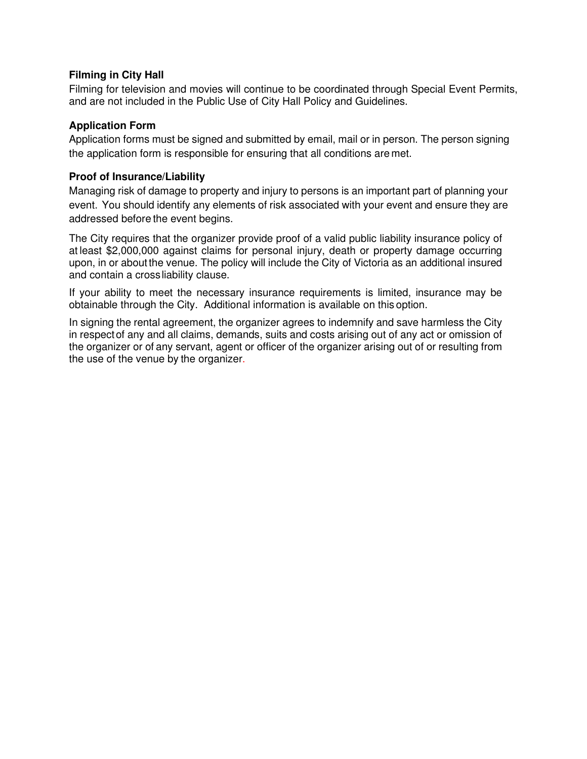**Filming in City Hall**

Filming for television and movies will continue to be coordinated through Special Event Permits, and are not included in the Public Use of City Hall Policy and Guidelines.

**Application Form**

Application forms must be signed and submitted by email, mail or in person. The person signing the application form is responsible for ensuring that all conditions are met.

**Proof of Insurance/Liability**

Managing risk of damage to property and injury to persons is an important part of planning your event. You should identify any elements of risk associated with your event and ensure they are addressed before the event begins.

The City requires that the organizer provide proof of a valid public liability insurance policy of at least $2,000,000 against claims for personal injury, death or property damage occurring upon, in or about the venue. The policy will include the City of Victoria as an additional insured and contain a cross liability clause.

If your ability to meet the necessary insurance requirements is limited, insurance may be obtainable through the City. Additional information is available on this option.

In signing the rental agreement, the organizer agrees to indemnify and save harmless the City in respect of any and all claims, demands, suits and costs arising out of any act or omission of the organizer or of any servant, agent or officer of the organizer arising out of or resulting from the use of the venue by the organizer.